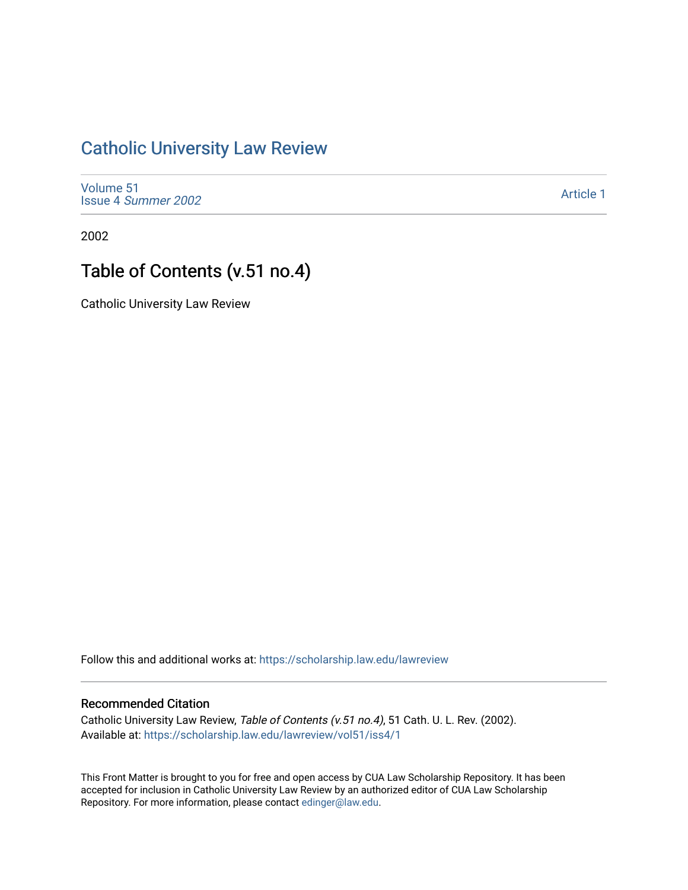# Catholic University Law Review

Volume 51
Issue 4 *Summer 2002*

Article 1

2002

## Table of Contents (v.51 no.4)

Catholic University Law Review

Follow this and additional works at: https://scholarship.law.edu/lawreview

### Recommended Citation

Catholic University Law Review, *Table of Contents (v.51 no.4)*, 51 Cath. U. L. Rev. (2002).
Available at: https://scholarship.law.edu/lawreview/vol51/iss4/1

This Front Matter is brought to you for free and open access by CUA Law Scholarship Repository. It has been accepted for inclusion in Catholic University Law Review by an authorized editor of CUA Law Scholarship Repository. For more information, please contact edinger@law.edu.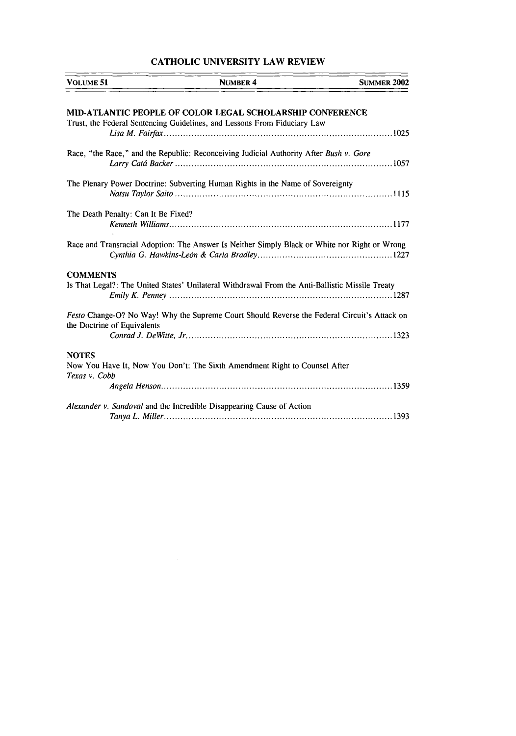# CATHOLIC UNIVERSITY LAW REVIEW

| VOLUME 51 | NUMBER 4 | SUMMER 2002 |
| --- | --- | --- |

## MID-ATLANTIC PEOPLE OF COLOR LEGAL SCHOLARSHIP CONFERENCE

Trust, the Federal Sentencing Guidelines, and Lessons From Fiduciary Law
*Lisa M. Fairfax* .......... 1025

Race, "the Race," and the Republic: Reconceiving Judicial Authority After *Bush v. Gore*
*Larry Catá Backer* .......... 1057

The Plenary Power Doctrine: Subverting Human Rights in the Name of Sovereignty
*Natsu Taylor Saito* .......... 1115

The Death Penalty: Can It Be Fixed?
*Kenneth Williams* .......... 1177

Race and Transracial Adoption: The Answer Is Neither Simply Black or White nor Right or Wrong
*Cynthia G. Hawkins-León & Carla Bradley* .......... 1227

## COMMENTS

Is That Legal?: The United States' Unilateral Withdrawal From the Anti-Ballistic Missile Treaty
*Emily K. Penney* .......... 1287

*Festo* Change-O? No Way! Why the Supreme Court Should Reverse the Federal Circuit's Attack on the Doctrine of Equivalents
*Conrad J. DeWitte, Jr.* .......... 1323

## NOTES

Now You Have It, Now You Don't: The Sixth Amendment Right to Counsel After *Texas v. Cobb*
*Angela Henson* .......... 1359

*Alexander v. Sandoval* and the Incredible Disappearing Cause of Action
*Tanya L. Miller* .......... 1393